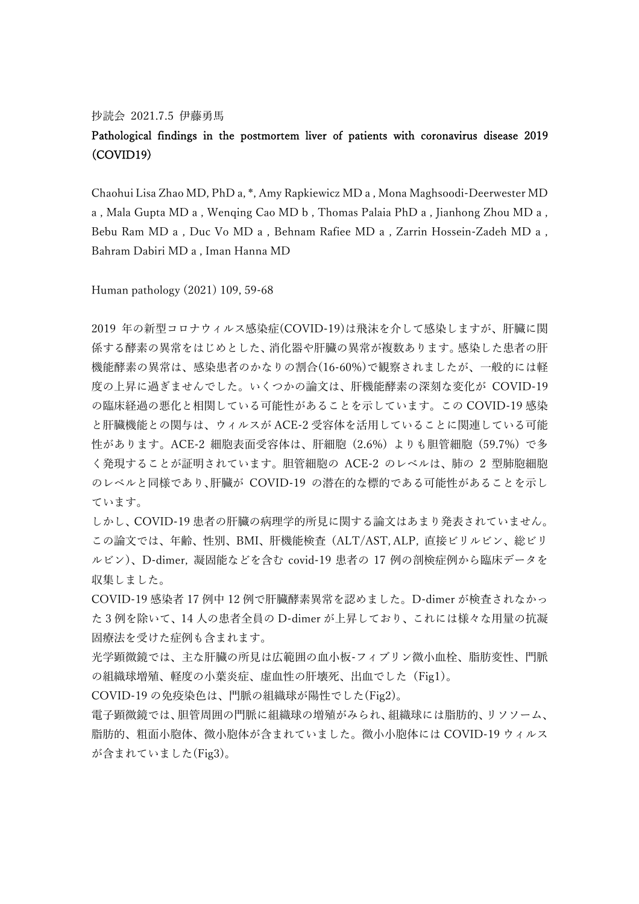抄読会 2021.7.5 伊藤勇馬

## Pathological findings in the postmortem liver of patients with coronavirus disease 2019 (COVID19)

Chaohui Lisa Zhao MD, PhD a, *, Amy Rapkiewicz MD a , Mona Maghsoodi-Deerwester MD a , Mala Gupta MD a , Wenqing Cao MD b , Thomas Palaia PhD a , Jianhong Zhou MD a , Bebu Ram MD a , Duc Vo MD a , Behnam Rafiee MD a , Zarrin Hossein-Zadeh MD a , Bahram Dabiri MD a , Iman Hanna MD

Human pathology (2021) 109, 59-68

2019 年の新型コロナウィルス感染症(COVID-19)は飛沫を介して感染しますが、肝臓に関係する酵素の異常をはじめとした、消化器や肝臓の異常が複数あります。感染した患者の肝機能酵素の異常は、感染患者のかなりの割合(16-60%)で観察されましたが、一般的には軽度の上昇に過ぎませんでした。いくつかの論文は、肝機能酵素の深刻な変化が COVID-19 の臨床経過の悪化と相関している可能性があることを示しています。この COVID-19 感染と肝臓機能との関与は、ウィルスが ACE-2 受容体を活用していることに関連している可能性があります。ACE-2 細胞表面受容体は、肝細胞（2.6%）よりも胆管細胞（59.7%）で多く発現することが証明されています。胆管細胞の ACE-2 のレベルは、肺の 2 型肺胞細胞のレベルと同様であり､肝臓が COVID-19 の潜在的な標的である可能性があることを示しています。

しかし、COVID-19 患者の肝臓の病理学的所見に関する論文はあまり発表されていません。この論文では、年齢、性別、BMI、肝機能検査（ALT/AST, ALP, 直接ビリルビン、総ビリルビン）、D-dimer, 凝固能などを含む covid-19 患者の 17 例の剖検症例から臨床データを収集しました。

COVID-19 感染者 17 例中 12 例で肝臓酵素異常を認めました。D-dimer が検査されなかった 3 例を除いて、14 人の患者全員の D-dimer が上昇しており、これには様々な用量の抗凝固療法を受けた症例も含まれます。

光学顕微鏡では、主な肝臓の所見は広範囲の血小板-フィブリン微小血栓、脂肪変性、門脈の組織球増殖、軽度の小葉炎症、虚血性の肝壊死、出血でした（Fig1）。

COVID-19 の免疫染色は、門脈の組織球が陽性でした(Fig2)。

電子顕微鏡では、胆管周囲の門脈に組織球の増殖がみられ、組織球には脂肪的、リソソーム、脂肪的、粗面小胞体、微小胞体が含まれていました。微小小胞体には COVID-19 ウィルスが含まれていました(Fig3)。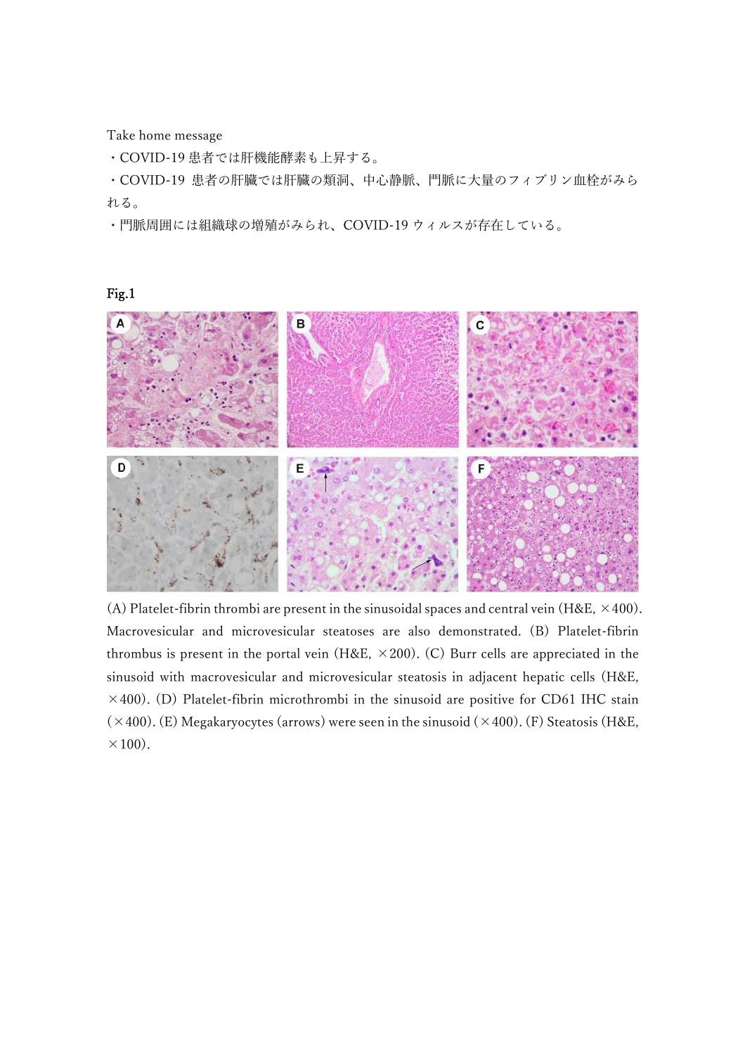Take home message

・COVID-19 患者では肝機能酵素も上昇する。

・COVID-19 患者の肝臓では肝臓の類洞、中心静脈、門脈に大量のフィブリン血栓がみられる。

・門脈周囲には組織球の増殖がみられ、COVID-19 ウィルスが存在している。

**Fig.1**

(A) Platelet-fibrin thrombi are present in the sinusoidal spaces and central vein (H&E, ×400). Macrovesicular and microvesicular steatoses are also demonstrated. (B) Platelet-fibrin thrombus is present in the portal vein (H&E, ×200). (C) Burr cells are appreciated in the sinusoid with macrovesicular and microvesicular steatosis in adjacent hepatic cells (H&E, ×400). (D) Platelet-fibrin microthrombi in the sinusoid are positive for CD61 IHC stain (×400). (E) Megakaryocytes (arrows) were seen in the sinusoid (×400). (F) Steatosis (H&E, ×100).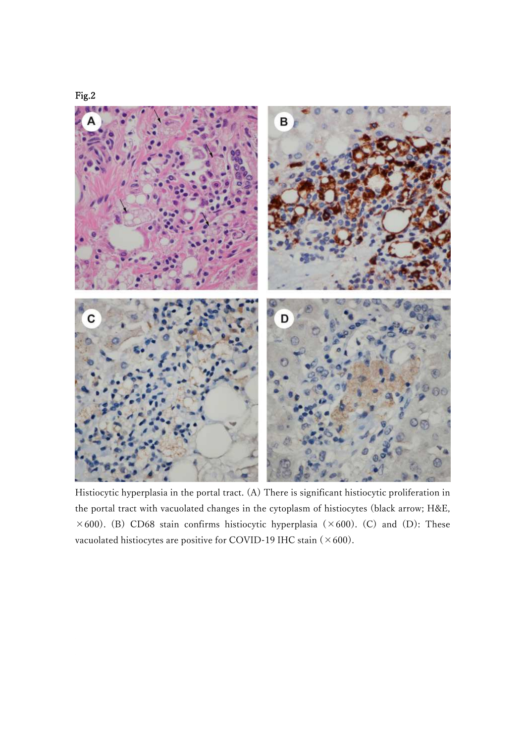Fig.2

Histiocytic hyperplasia in the portal tract. (A) There is significant histiocytic proliferation in the portal tract with vacuolated changes in the cytoplasm of histiocytes (black arrow; H&E, ×600). (B) CD68 stain confirms histiocytic hyperplasia (×600). (C) and (D): These vacuolated histiocytes are positive for COVID-19 IHC stain (×600).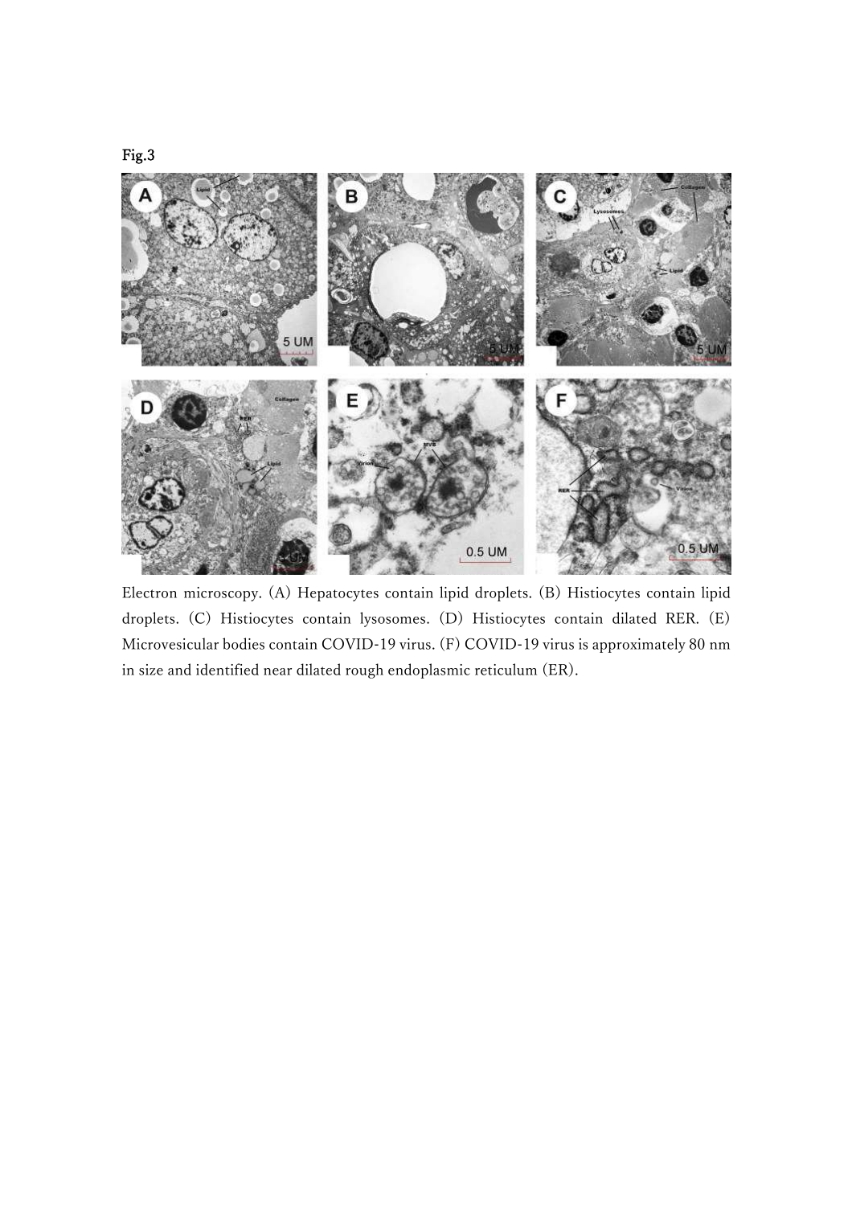Fig.3

Electron microscopy. (A) Hepatocytes contain lipid droplets. (B) Histiocytes contain lipid droplets. (C) Histiocytes contain lysosomes. (D) Histiocytes contain dilated RER. (E) Microvesicular bodies contain COVID-19 virus. (F) COVID-19 virus is approximately 80 nm in size and identified near dilated rough endoplasmic reticulum (ER).